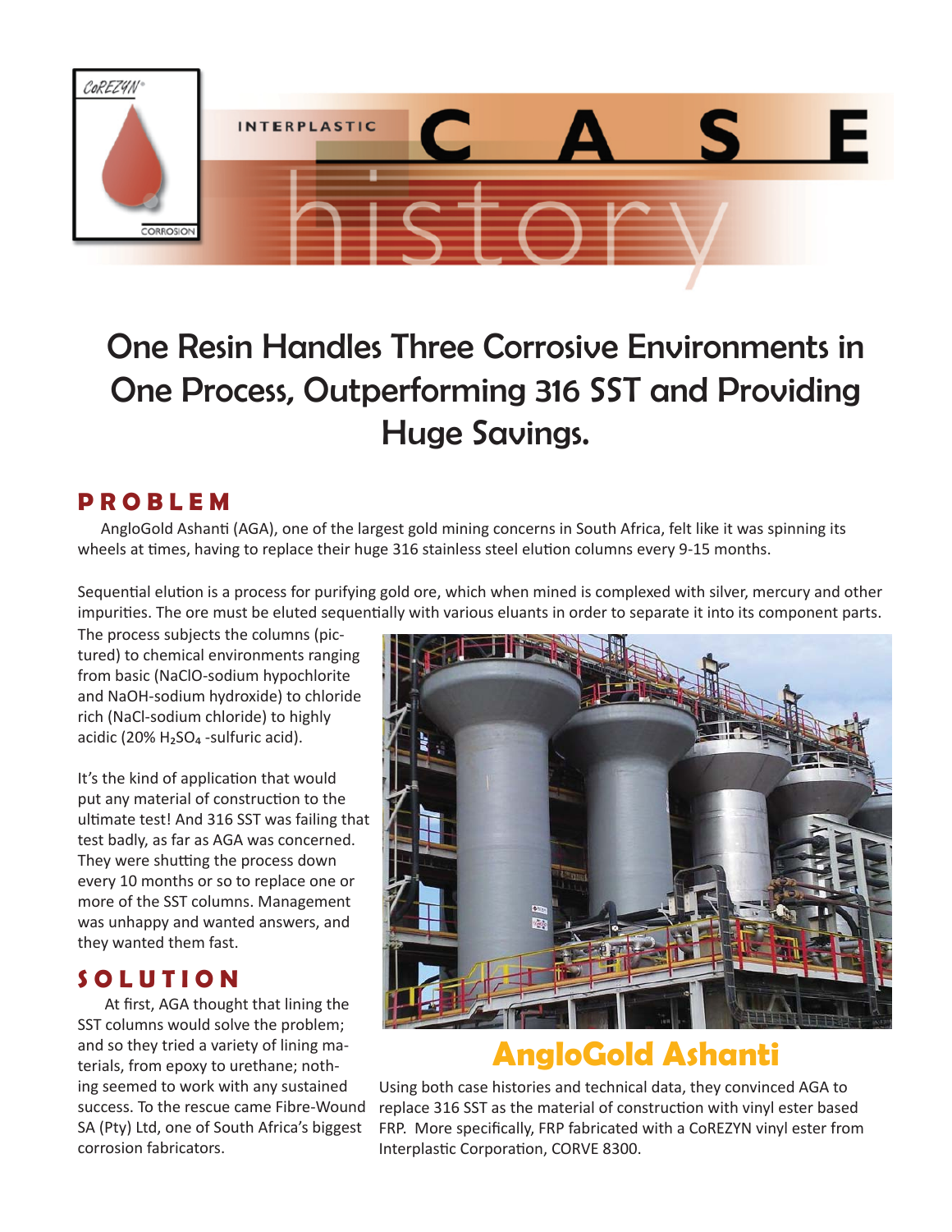CoREZYN® CORROSION

INTERPLASTIC CASE history

# One Resin Handles Three Corrosive Environments in One Process, Outperforming 316 SST and Providing Huge Savings.

## PROBLEM

AngloGold Ashanti (AGA), one of the largest gold mining concerns in South Africa, felt like it was spinning its wheels at times, having to replace their huge 316 stainless steel elution columns every 9-15 months.

Sequential elution is a process for purifying gold ore, which when mined is complexed with silver, mercury and other impurities. The ore must be eluted sequentially with various eluants in order to separate it into its component parts. The process subjects the columns (pictured) to chemical environments ranging from basic (NaClO-sodium hypochlorite and NaOH-sodium hydroxide) to chloride rich (NaCl-sodium chloride) to highly acidic (20% $H_2SO_4$ -sulfuric acid).

It's the kind of application that would put any material of construction to the ultimate test! And 316 SST was failing that test badly, as far as AGA was concerned. They were shutting the process down every 10 months or so to replace one or more of the SST columns. Management was unhappy and wanted answers, and they wanted them fast.

## SOLUTION

At first, AGA thought that lining the SST columns would solve the problem; and so they tried a variety of lining materials, from epoxy to urethane; nothing seemed to work with any sustained success. To the rescue came Fibre-Wound SA (Pty) Ltd, one of South Africa's biggest corrosion fabricators.

**AngloGold Ashanti**

Using both case histories and technical data, they convinced AGA to replace 316 SST as the material of construction with vinyl ester based FRP. More specifically, FRP fabricated with a CoREZYN vinyl ester from Interplastic Corporation, CORVE 8300.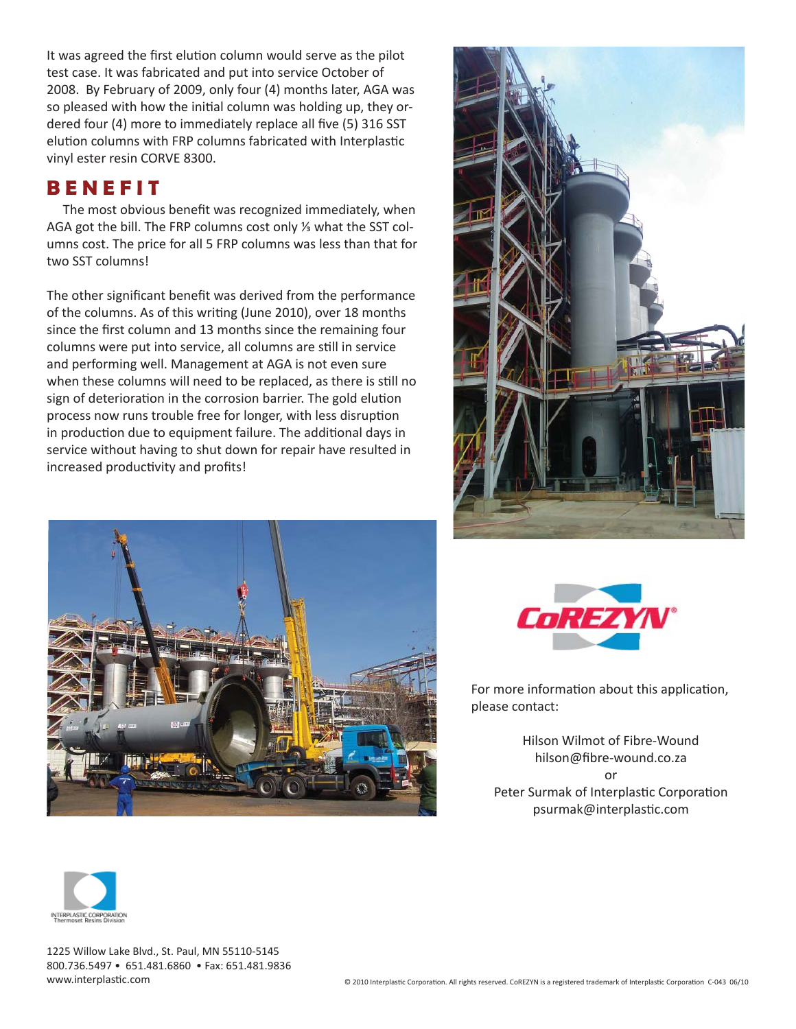It was agreed the first elution column would serve as the pilot test case. It was fabricated and put into service October of 2008. By February of 2009, only four (4) months later, AGA was so pleased with how the initial column was holding up, they ordered four (4) more to immediately replace all five (5) 316 SST elution columns with FRP columns fabricated with Interplastic vinyl ester resin CORVE 8300.

## BENEFIT

The most obvious benefit was recognized immediately, when AGA got the bill. The FRP columns cost only ⅓ what the SST columns cost. The price for all 5 FRP columns was less than that for two SST columns!

The other significant benefit was derived from the performance of the columns. As of this writing (June 2010), over 18 months since the first column and 13 months since the remaining four columns were put into service, all columns are still in service and performing well. Management at AGA is not even sure when these columns will need to be replaced, as there is still no sign of deterioration in the corrosion barrier. The gold elution process now runs trouble free for longer, with less disruption in production due to equipment failure. The additional days in service without having to shut down for repair have resulted in increased productivity and profits!

CoREZYN®

For more information about this application, please contact:

Hilson Wilmot of Fibre-Wound
hilson@fibre-wound.co.za
or
Peter Surmak of Interplastic Corporation
psurmak@interplastic.com

INTERPLASTIC CORPORATION
Thermoset Resins Division

1225 Willow Lake Blvd., St. Paul, MN 55110-5145
800.736.5497 • 651.481.6860 • Fax: 651.481.9836
www.interplastic.com

© 2010 Interplastic Corporation. All rights reserved. CoREZYN is a registered trademark of Interplastic Corporation C-043 06/10